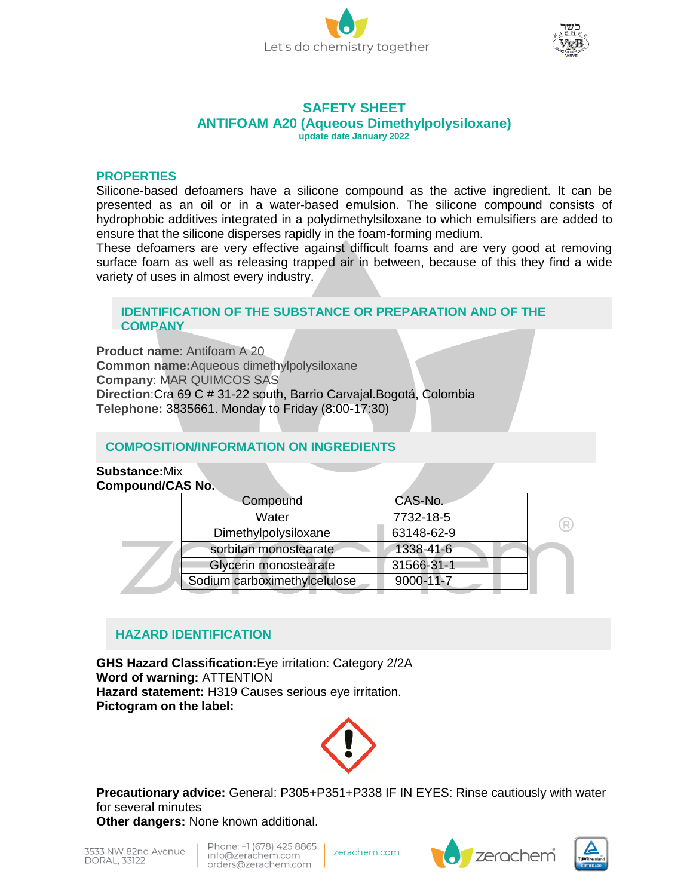# SAFETY SHEET
## ANTIFOAM A20 (Aqueous Dimethylpolysiloxane)
**update date January 2022**

## PROPERTIES

Silicone-based defoamers have a silicone compound as the active ingredient. It can be presented as an oil or in a water-based emulsion. The silicone compound consists of hydrophobic additives integrated in a polydimethylsiloxane to which emulsifiers are added to ensure that the silicone disperses rapidly in the foam-forming medium.
These defoamers are very effective against difficult foams and are very good at removing surface foam as well as releasing trapped air in between, because of this they find a wide variety of uses in almost every industry.

## IDENTIFICATION OF THE SUBSTANCE OR PREPARATION AND OF THE COMPANY

**Product name**: Antifoam A 20
**Common name:**Aqueous dimethylpolysiloxane
**Company**: MAR QUIMCOS SAS
**Direction**:Cra 69 C # 31-22 south, Barrio Carvajal.Bogotá, Colombia
**Telephone:** 3835661. Monday to Friday (8:00-17:30)

## COMPOSITION/INFORMATION ON INGREDIENTS

**Substance:**Mix
**Compound/CAS No.**

| Compound | CAS-No. |
|---|---|
| Water | 7732-18-5 |
| Dimethylpolysiloxane | 63148-62-9 |
| sorbitan monostearate | 1338-41-6 |
| Glycerin monostearate | 31566-31-1 |
| Sodium carboximethylcelulose | 9000-11-7 |

## HAZARD IDENTIFICATION

**GHS Hazard Classification:**Eye irritation: Category 2/2A
**Word of warning:** ATTENTION
**Hazard statement:** H319 Causes serious eye irritation.
**Pictogram on the label:**

**Precautionary advice:** General: P305+P351+P338 IF IN EYES: Rinse cautiously with water for several minutes
**Other dangers:** None known additional.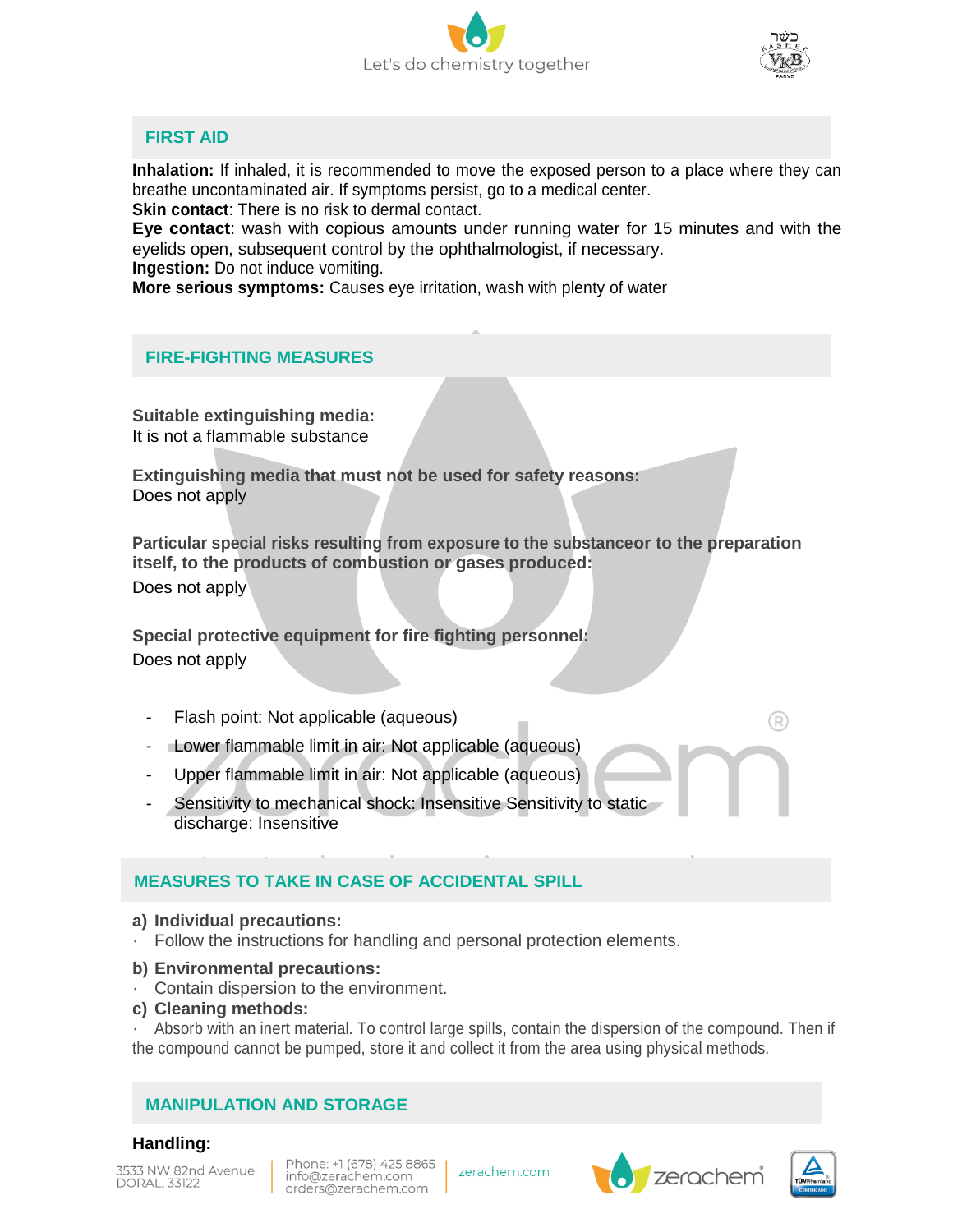## FIRST AID

**Inhalation:** If inhaled, it is recommended to move the exposed person to a place where they can breathe uncontaminated air. If symptoms persist, go to a medical center.
**Skin contact**: There is no risk to dermal contact.
**Eye contact**: wash with copious amounts under running water for 15 minutes and with the eyelids open, subsequent control by the ophthalmologist, if necessary.
**Ingestion:** Do not induce vomiting.
**More serious symptoms:** Causes eye irritation, wash with plenty of water

## FIRE-FIGHTING MEASURES

**Suitable extinguishing media:**
It is not a flammable substance

**Extinguishing media that must not be used for safety reasons:**
Does not apply

**Particular special risks resulting from exposure to the substanceor to the preparation itself, to the products of combustion or gases produced:**
Does not apply

**Special protective equipment for fire fighting personnel:**
Does not apply

- Flash point: Not applicable (aqueous)
- Lower flammable limit in air: Not applicable (aqueous)
- Upper flammable limit in air: Not applicable (aqueous)
- Sensitivity to mechanical shock: Insensitive Sensitivity to static discharge: Insensitive

## MEASURES TO TAKE IN CASE OF ACCIDENTAL SPILL

**a) Individual precautions:**
- Follow the instructions for handling and personal protection elements.

**b) Environmental precautions:**
- Contain dispersion to the environment.

**c) Cleaning methods:**
- Absorb with an inert material. To control large spills, contain the dispersion of the compound. Then if the compound cannot be pumped, store it and collect it from the area using physical methods.

## MANIPULATION AND STORAGE

**Handling:**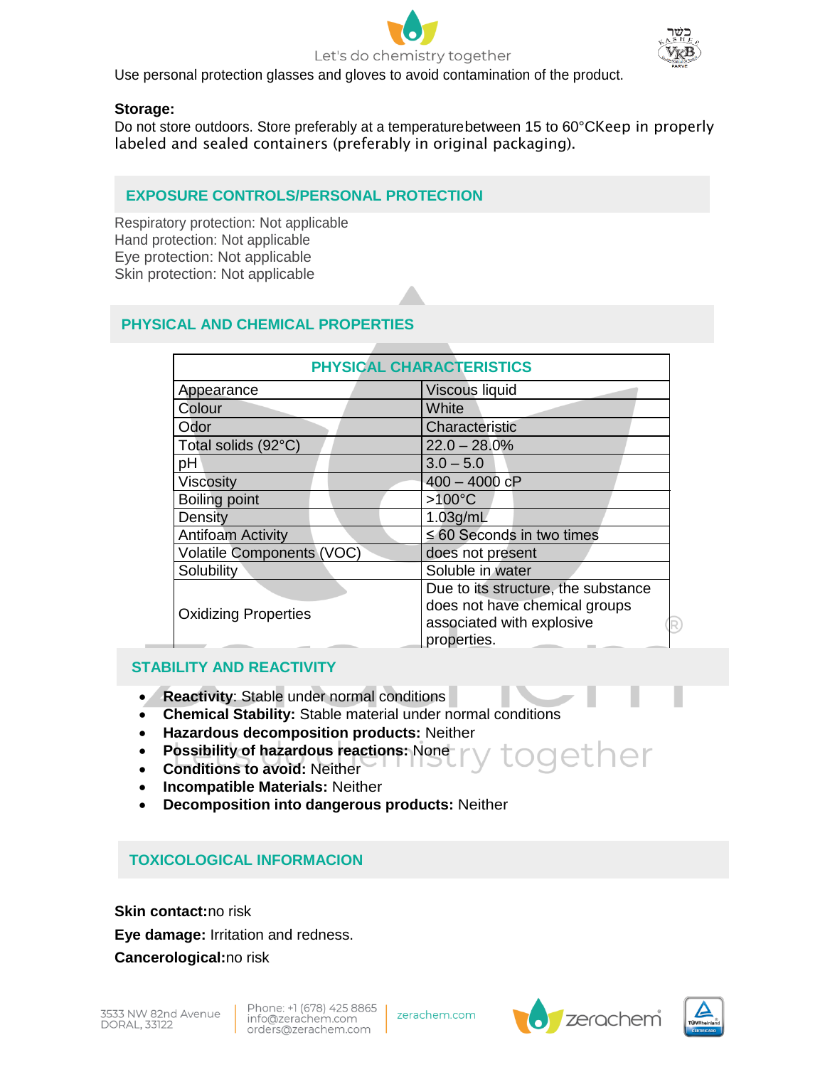Use personal protection glasses and gloves to avoid contamination of the product.

**Storage:**
Do not store outdoors. Store preferably at a temperaturebetween 15 to 60°CKeep in properly labeled and sealed containers (preferably in original packaging).

## EXPOSURE CONTROLS/PERSONAL PROTECTION

Respiratory protection: Not applicable
Hand protection: Not applicable
Eye protection: Not applicable
Skin protection: Not applicable

## PHYSICAL AND CHEMICAL PROPERTIES

| PHYSICAL CHARACTERISTICS | |
|---|---|
| Appearance | Viscous liquid |
| Colour | White |
| Odor | Characteristic |
| Total solids (92°C) | 22.0 – 28.0% |
| pH | 3.0 – 5.0 |
| Viscosity | 400 – 4000 cP |
| Boiling point | >100°C |
| Density | 1.03g/mL |
| Antifoam Activity | ≤ 60 Seconds in two times |
| Volatile Components (VOC) | does not present |
| Solubility | Soluble in water |
| Oxidizing Properties | Due to its structure, the substance does not have chemical groups associated with explosive properties. |

## STABILITY AND REACTIVITY

- **Reactivity**: Stable under normal conditions
- **Chemical Stability:** Stable material under normal conditions
- **Hazardous decomposition products:** Neither
- **Possibility of hazardous reactions:** None
- **Conditions to avoid:** Neither
- **Incompatible Materials:** Neither
- **Decomposition into dangerous products:** Neither

## TOXICOLOGICAL INFORMACION

**Skin contact:**no risk

**Eye damage:** Irritation and redness.

**Cancerological:**no risk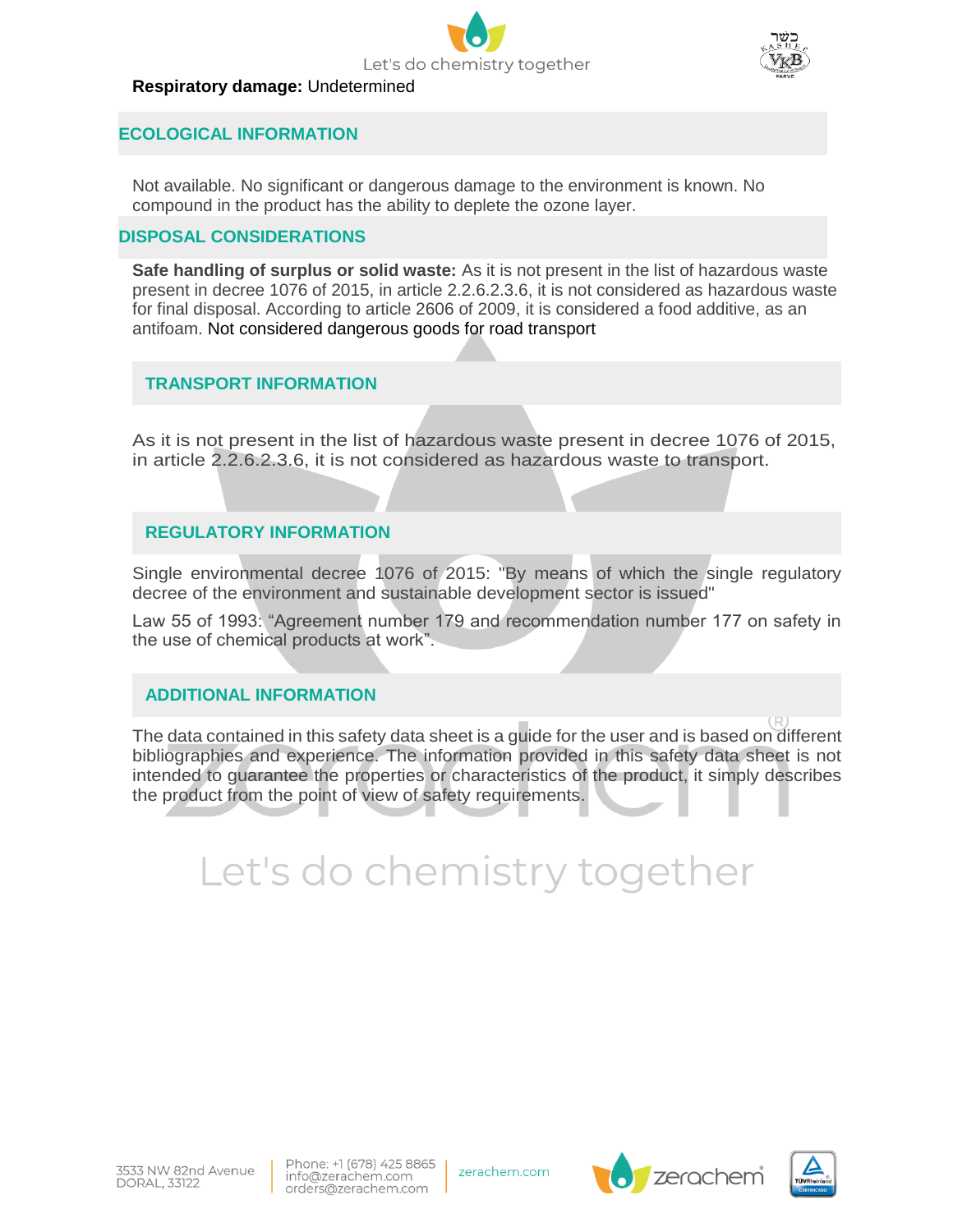**Respiratory damage:** Undetermined

## ECOLOGICAL INFORMATION

Not available. No significant or dangerous damage to the environment is known. No compound in the product has the ability to deplete the ozone layer.

## DISPOSAL CONSIDERATIONS

**Safe handling of surplus or solid waste:** As it is not present in the list of hazardous waste present in decree 1076 of 2015, in article 2.2.6.2.3.6, it is not considered as hazardous waste for final disposal. According to article 2606 of 2009, it is considered a food additive, as an antifoam. Not considered dangerous goods for road transport

## TRANSPORT INFORMATION

As it is not present in the list of hazardous waste present in decree 1076 of 2015, in article 2.2.6.2.3.6, it is not considered as hazardous waste to transport.

## REGULATORY INFORMATION

Single environmental decree 1076 of 2015: "By means of which the single regulatory decree of the environment and sustainable development sector is issued"

Law 55 of 1993: "Agreement number 179 and recommendation number 177 on safety in the use of chemical products at work".

## ADDITIONAL INFORMATION

The data contained in this safety data sheet is a guide for the user and is based on different bibliographies and experience. The information provided in this safety data sheet is not intended to guarantee the properties or characteristics of the product, it simply describes the product from the point of view of safety requirements.

Let's do chemistry together